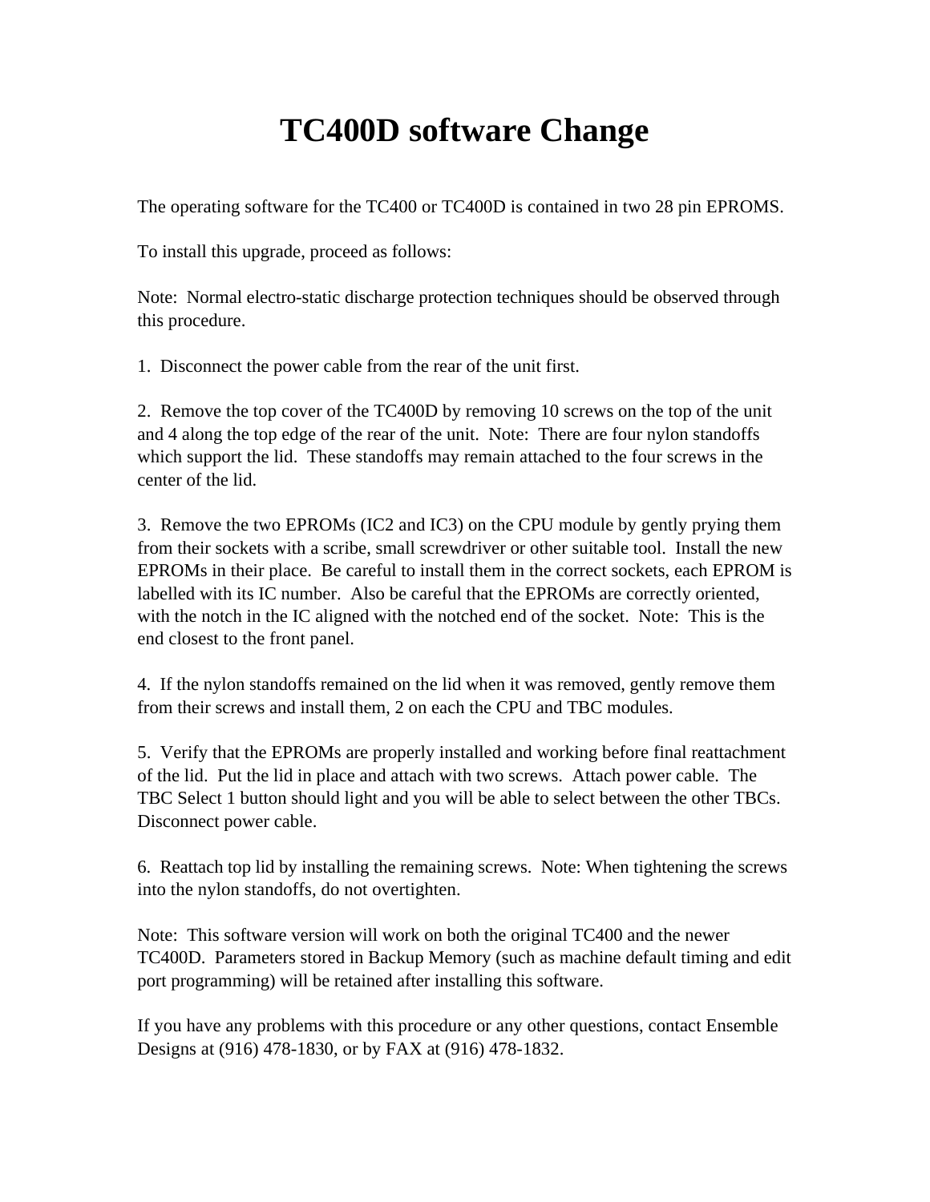# TC400D software Change

The operating software for the TC400 or TC400D is contained in two 28 pin EPROMS.

To install this upgrade, proceed as follows:

Note: Normal electro-static discharge protection techniques should be observed through this procedure.

1. Disconnect the power cable from the rear of the unit first.

2. Remove the top cover of the TC400D by removing 10 screws on the top of the unit and 4 along the top edge of the rear of the unit. Note: There are four nylon standoffs which support the lid. These standoffs may remain attached to the four screws in the center of the lid.

3. Remove the two EPROMs (IC2 and IC3) on the CPU module by gently prying them from their sockets with a scribe, small screwdriver or other suitable tool. Install the new EPROMs in their place. Be careful to install them in the correct sockets, each EPROM is labelled with its IC number. Also be careful that the EPROMs are correctly oriented, with the notch in the IC aligned with the notched end of the socket. Note: This is the end closest to the front panel.

4. If the nylon standoffs remained on the lid when it was removed, gently remove them from their screws and install them, 2 on each the CPU and TBC modules.

5. Verify that the EPROMs are properly installed and working before final reattachment of the lid. Put the lid in place and attach with two screws. Attach power cable. The TBC Select 1 button should light and you will be able to select between the other TBCs. Disconnect power cable.

6. Reattach top lid by installing the remaining screws. Note: When tightening the screws into the nylon standoffs, do not overtighten.

Note: This software version will work on both the original TC400 and the newer TC400D. Parameters stored in Backup Memory (such as machine default timing and edit port programming) will be retained after installing this software.

If you have any problems with this procedure or any other questions, contact Ensemble Designs at (916) 478-1830, or by FAX at (916) 478-1832.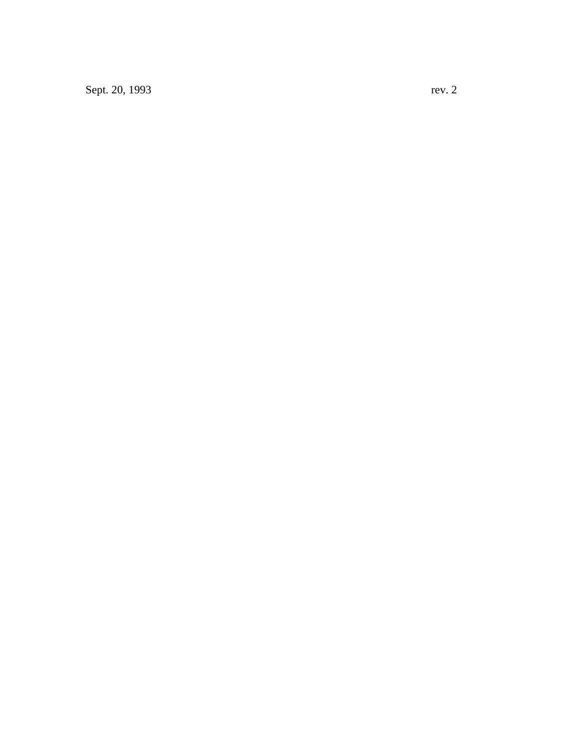Sept. 20, 1993 rev. 2